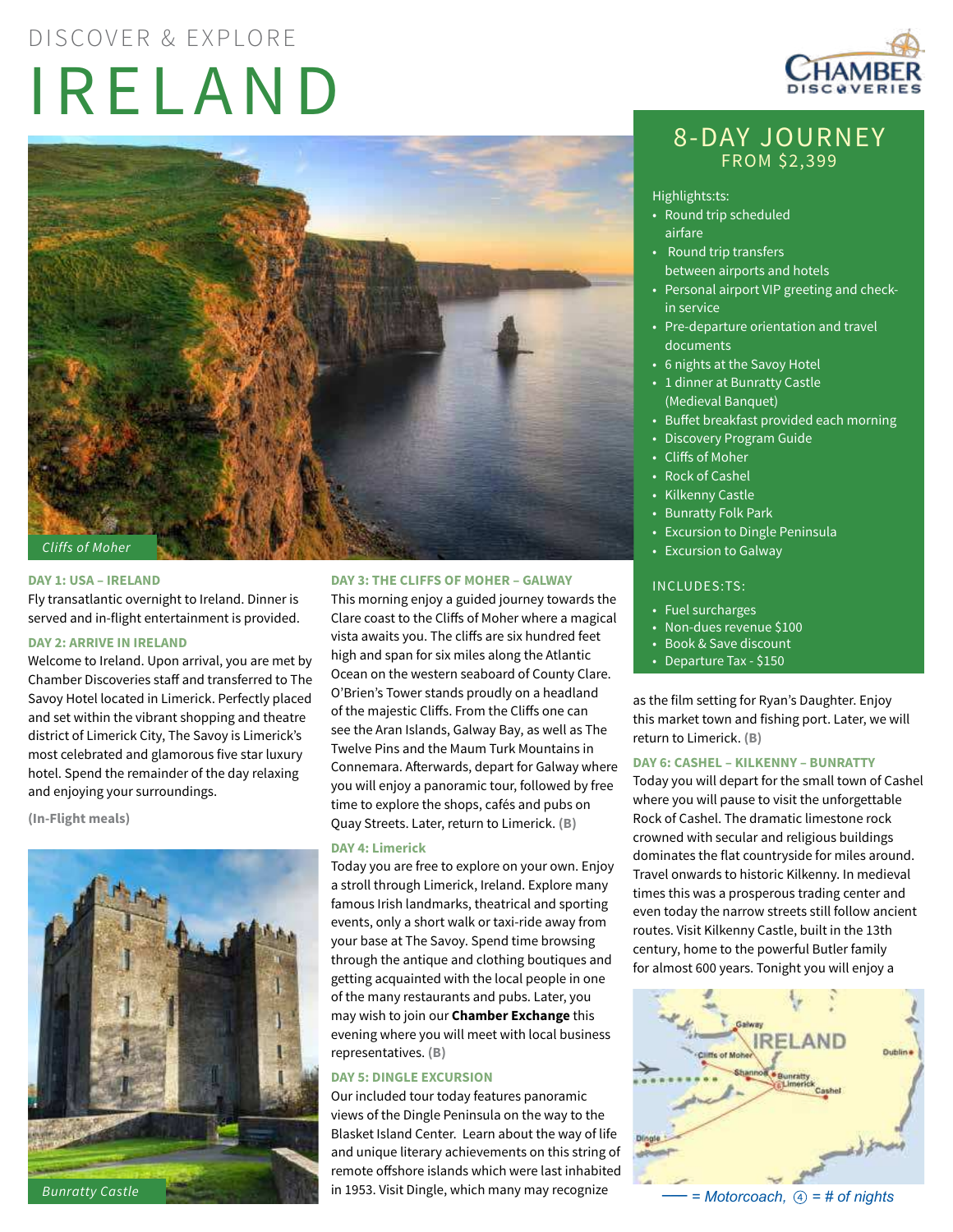# DISCOVER & EXPLORE

# IRELAND

CHAMBER DISCOVERIES

## 8-DAY JOURNEY
### FROM $2,399

Highlights:ts:

- Round trip scheduled airfare
- Round trip transfers between airports and hotels
- Personal airport VIP greeting and check-in service
- Pre-departure orientation and travel documents
- 6 nights at the Savoy Hotel
- 1 dinner at Bunratty Castle (Medieval Banquet)
- Buffet breakfast provided each morning
- Discovery Program Guide
- Cliffs of Moher
- Rock of Cashel
- Kilkenny Castle
- Bunratty Folk Park
- Excursion to Dingle Peninsula
- Excursion to Galway

INCLUDES:TS:

- Fuel surcharges
- Non-dues revenue $100
- Book & Save discount
- Departure Tax - $150

*Cliffs of Moher*

**DAY 1: USA – IRELAND**

Fly transatlantic overnight to Ireland. Dinner is served and in-flight entertainment is provided.

**DAY 2: ARRIVE IN IRELAND**

Welcome to Ireland. Upon arrival, you are met by Chamber Discoveries staff and transferred to The Savoy Hotel located in Limerick. Perfectly placed and set within the vibrant shopping and theatre district of Limerick City, The Savoy is Limerick's most celebrated and glamorous five star luxury hotel. Spend the remainder of the day relaxing and enjoying your surroundings.

**(In-Flight meals)**

*Bunratty Castle*

**DAY 3: THE CLIFFS OF MOHER – GALWAY**

This morning enjoy a guided journey towards the Clare coast to the Cliffs of Moher where a magical vista awaits you. The cliffs are six hundred feet high and span for six miles along the Atlantic Ocean on the western seaboard of County Clare. O'Brien's Tower stands proudly on a headland of the majestic Cliffs. From the Cliffs one can see the Aran Islands, Galway Bay, as well as The Twelve Pins and the Maum Turk Mountains in Connemara. Afterwards, depart for Galway where you will enjoy a panoramic tour, followed by free time to explore the shops, cafés and pubs on Quay Streets. Later, return to Limerick. **(B)**

**DAY 4: Limerick**

Today you are free to explore on your own. Enjoy a stroll through Limerick, Ireland. Explore many famous Irish landmarks, theatrical and sporting events, only a short walk or taxi-ride away from your base at The Savoy. Spend time browsing through the antique and clothing boutiques and getting acquainted with the local people in one of the many restaurants and pubs. Later, you may wish to join our **Chamber Exchange** this evening where you will meet with local business representatives. **(B)**

**DAY 5: DINGLE EXCURSION**

Our included tour today features panoramic views of the Dingle Peninsula on the way to the Blasket Island Center. Learn about the way of life and unique literary achievements on this string of remote offshore islands which were last inhabited in 1953. Visit Dingle, which many may recognize as the film setting for Ryan's Daughter. Enjoy this market town and fishing port. Later, we will return to Limerick. **(B)**

**DAY 6: CASHEL – KILKENNY – BUNRATTY**

Today you will depart for the small town of Cashel where you will pause to visit the unforgettable Rock of Cashel. The dramatic limestone rock crowned with secular and religious buildings dominates the flat countryside for miles around. Travel onwards to historic Kilkenny. In medieval times this was a prosperous trading center and even today the narrow streets still follow ancient routes. Visit Kilkenny Castle, built in the 13th century, home to the powerful Butler family for almost 600 years. Tonight you will enjoy a

*—— = Motorcoach, ④ = # of nights*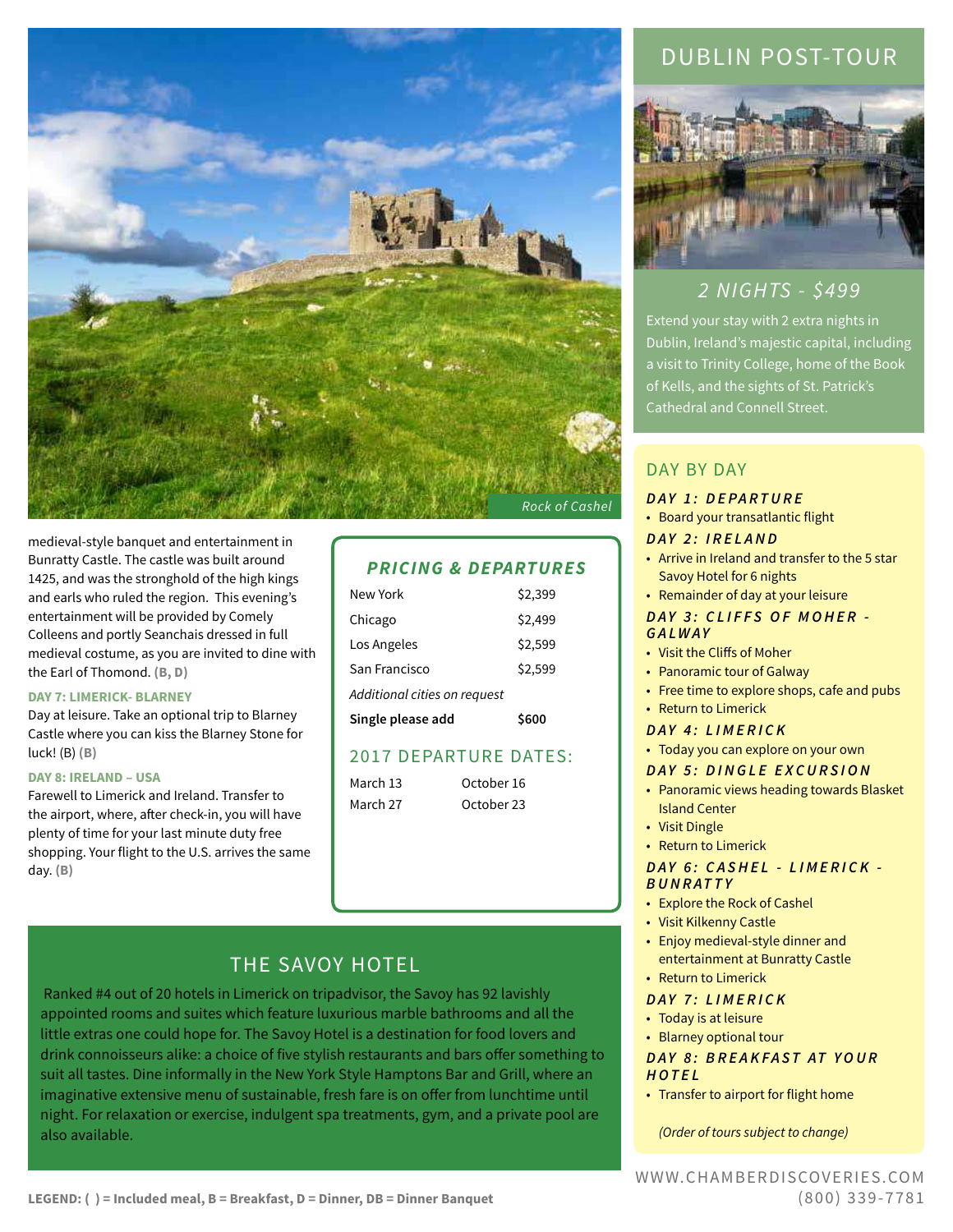Rock of Cashel

medieval-style banquet and entertainment in Bunratty Castle. The castle was built around 1425, and was the stronghold of the high kings and earls who ruled the region. This evening's entertainment will be provided by Comely Colleens and portly Seanchais dressed in full medieval costume, as you are invited to dine with the Earl of Thomond. **(B, D)**

**DAY 7: LIMERICK- BLARNEY**

Day at leisure. Take an optional trip to Blarney Castle where you can kiss the Blarney Stone for luck! (B) **(B)**

**DAY 8: IRELAND – USA**

Farewell to Limerick and Ireland. Transfer to the airport, where, after check-in, you will have plenty of time for your last minute duty free shopping. Your flight to the U.S. arrives the same day. **(B)**

## *PRICING & DEPARTURES*

| | |
|---|---|
| New York | $2,399 |
| Chicago | $2,499 |
| Los Angeles | $2,599 |
| San Francisco | $2,599 |
| *Additional cities on request* | |
| **Single please add** | **$600** |

## 2017 DEPARTURE DATES:

| | |
|---|---|
| March 13 | October 16 |
| March 27 | October 23 |

## THE SAVOY HOTEL

Ranked #4 out of 20 hotels in Limerick on tripadvisor, the Savoy has 92 lavishly appointed rooms and suites which feature luxurious marble bathrooms and all the little extras one could hope for. The Savoy Hotel is a destination for food lovers and drink connoisseurs alike: a choice of five stylish restaurants and bars offer something to suit all tastes. Dine informally in the New York Style Hamptons Bar and Grill, where an imaginative extensive menu of sustainable, fresh fare is on offer from lunchtime until night. For relaxation or exercise, indulgent spa treatments, gym, and a private pool are also available.

**LEGEND: ( ) = Included meal, B = Breakfast, D = Dinner, DB = Dinner Banquet**

## DUBLIN POST-TOUR

### *2 NIGHTS - $499*

Extend your stay with 2 extra nights in Dublin, Ireland's majestic capital, including a visit to Trinity College, home of the Book of Kells, and the sights of St. Patrick's Cathedral and Connell Street.

## DAY BY DAY

***DAY 1: DEPARTURE***

- Board your transatlantic flight

***DAY 2: IRELAND***

- Arrive in Ireland and transfer to the 5 star Savoy Hotel for 6 nights
- Remainder of day at your leisure

***DAY 3: CLIFFS OF MOHER - GALWAY***

- Visit the Cliffs of Moher
- Panoramic tour of Galway
- Free time to explore shops, cafe and pubs
- Return to Limerick

***DAY 4: LIMERICK***

- Today you can explore on your own

***DAY 5: DINGLE EXCURSION***

- Panoramic views heading towards Blasket Island Center
- Visit Dingle
- Return to Limerick

***DAY 6: CASHEL - LIMERICK - BUNRATTY***

- Explore the Rock of Cashel
- Visit Kilkenny Castle
- Enjoy medieval-style dinner and entertainment at Bunratty Castle
- Return to Limerick

***DAY 7: LIMERICK***

- Today is at leisure
- Blarney optional tour

***DAY 8: BREAKFAST AT YOUR HOTEL***

- Transfer to airport for flight home

*(Order of tours subject to change)*

WWW.CHAMBERDISCOVERIES.COM
(800) 339-7781